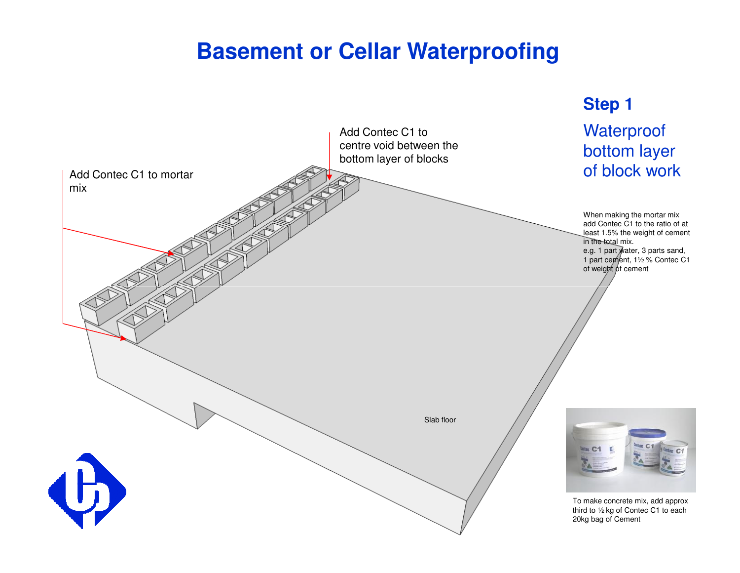# Basement or Cellar Waterproofing

## Step 1

### Waterproof bottom layer of block work

Add Contec C1 to centre void between the bottom layer of blocks

Add Contec C1 to mortar mix

Slab floor

When making the mortar mix add Contec C1 to the ratio of at least 1.5% the weight of cement in the total mix.
e.g. 1 part water, 3 parts sand, 1 part cement, 1½ % Contec C1 of weight of cement

To make concrete mix, add approx third to ½ kg of Contec C1 to each 20kg bag of Cement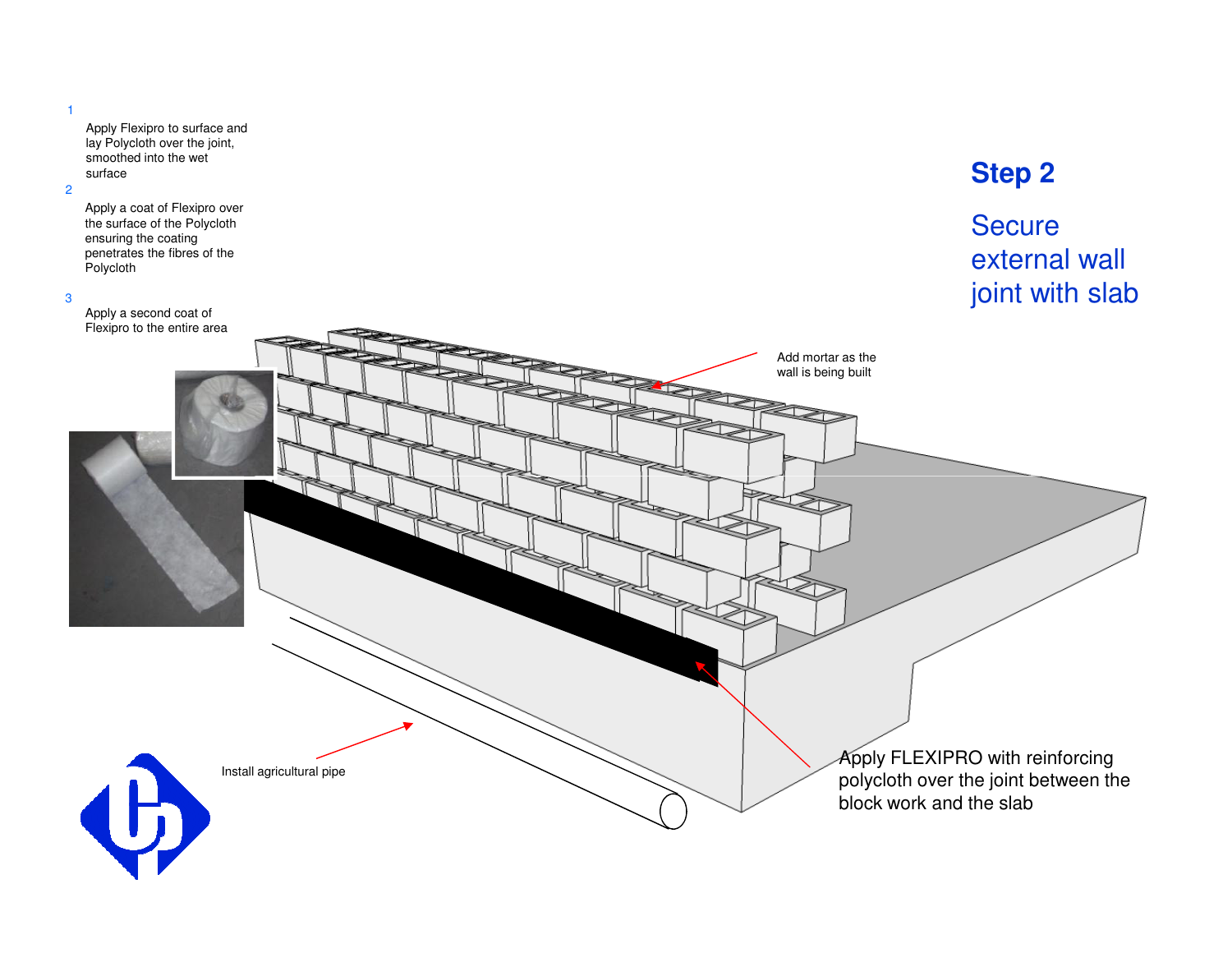## Step 2

### Secure external wall joint with slab

1. Apply Flexipro to surface and lay Polycloth over the joint, smoothed into the wet surface
2. Apply a coat of Flexipro over the surface of the Polycloth ensuring the coating penetrates the fibres of the Polycloth
3. Apply a second coat of Flexipro to the entire area

Add mortar as the wall is being built

Apply FLEXIPRO with reinforcing polycloth over the joint between the block work and the slab

Install agricultural pipe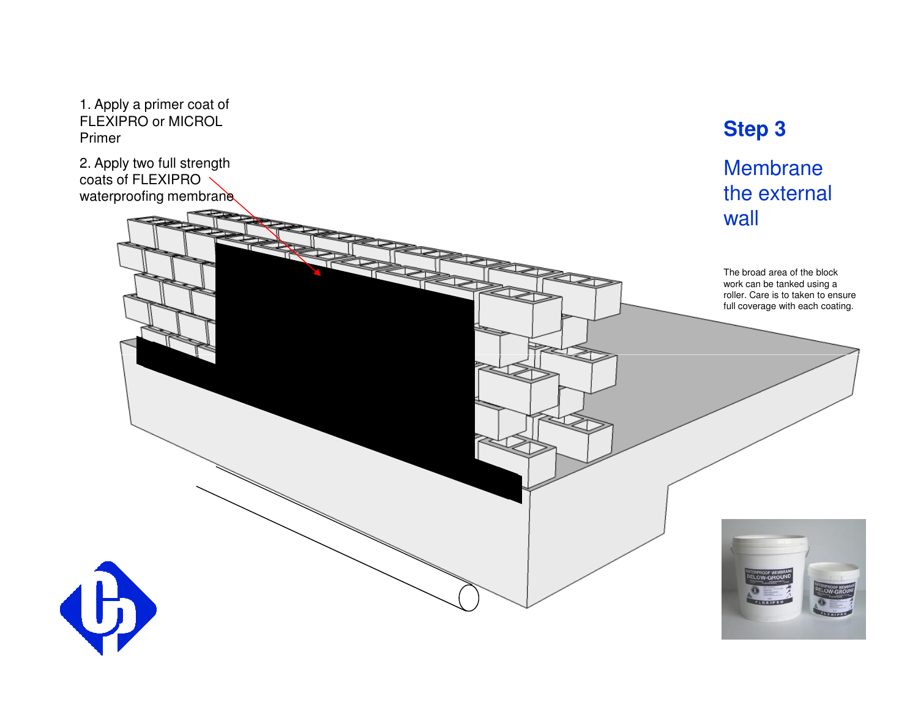## Step 3

### Membrane the external wall

The broad area of the block work can be tanked using a roller. Care is to taken to ensure full coverage with each coating.

1. Apply a primer coat of FLEXIPRO or MICROL Primer

2. Apply two full strength coats of FLEXIPRO waterproofing membrane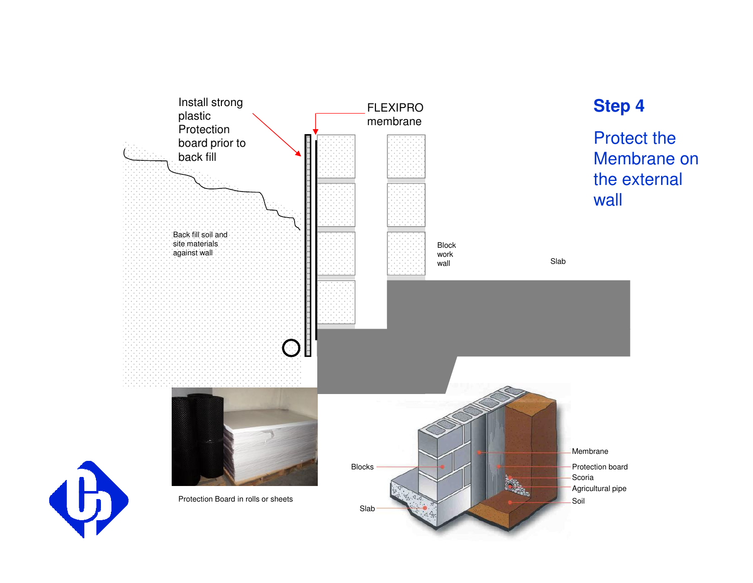## Step 4

### Protect the Membrane on the external wall

Install strong plastic Protection board prior to back fill

FLEXIPRO membrane

Back fill soil and site materials against wall

Block work wall

Slab

Protection Board in rolls or sheets

Blocks

Slab

Membrane

Protection board

Scoria

Agricultural pipe

Soil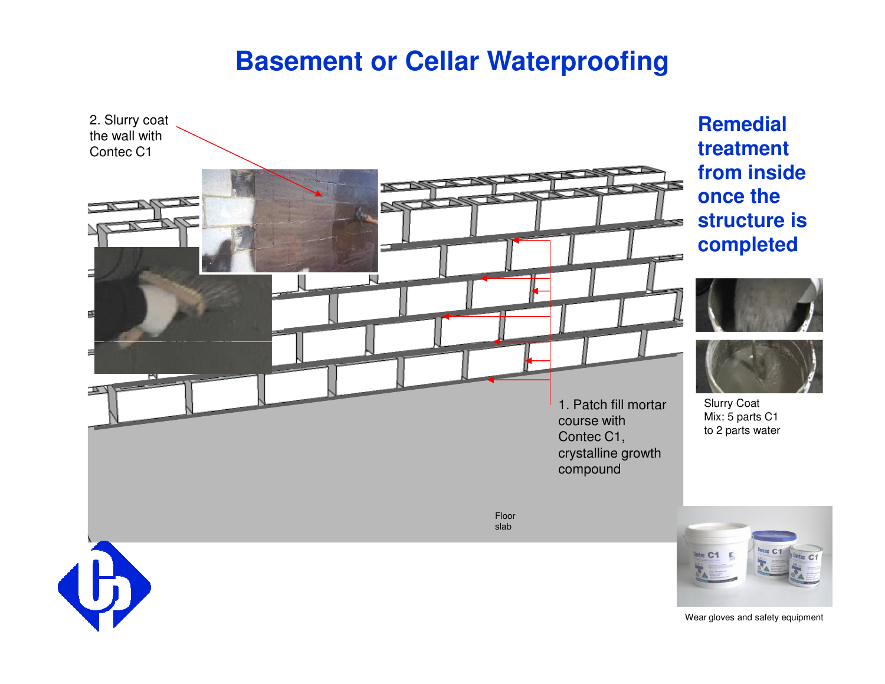# Basement or Cellar Waterproofing

## Remedial treatment from inside once the structure is completed

2. Slurry coat the wall with Contec C1

1. Patch fill mortar course with Contec C1, crystalline growth compound

Floor slab

Slurry Coat
Mix: 5 parts C1 to 2 parts water

Wear gloves and safety equipment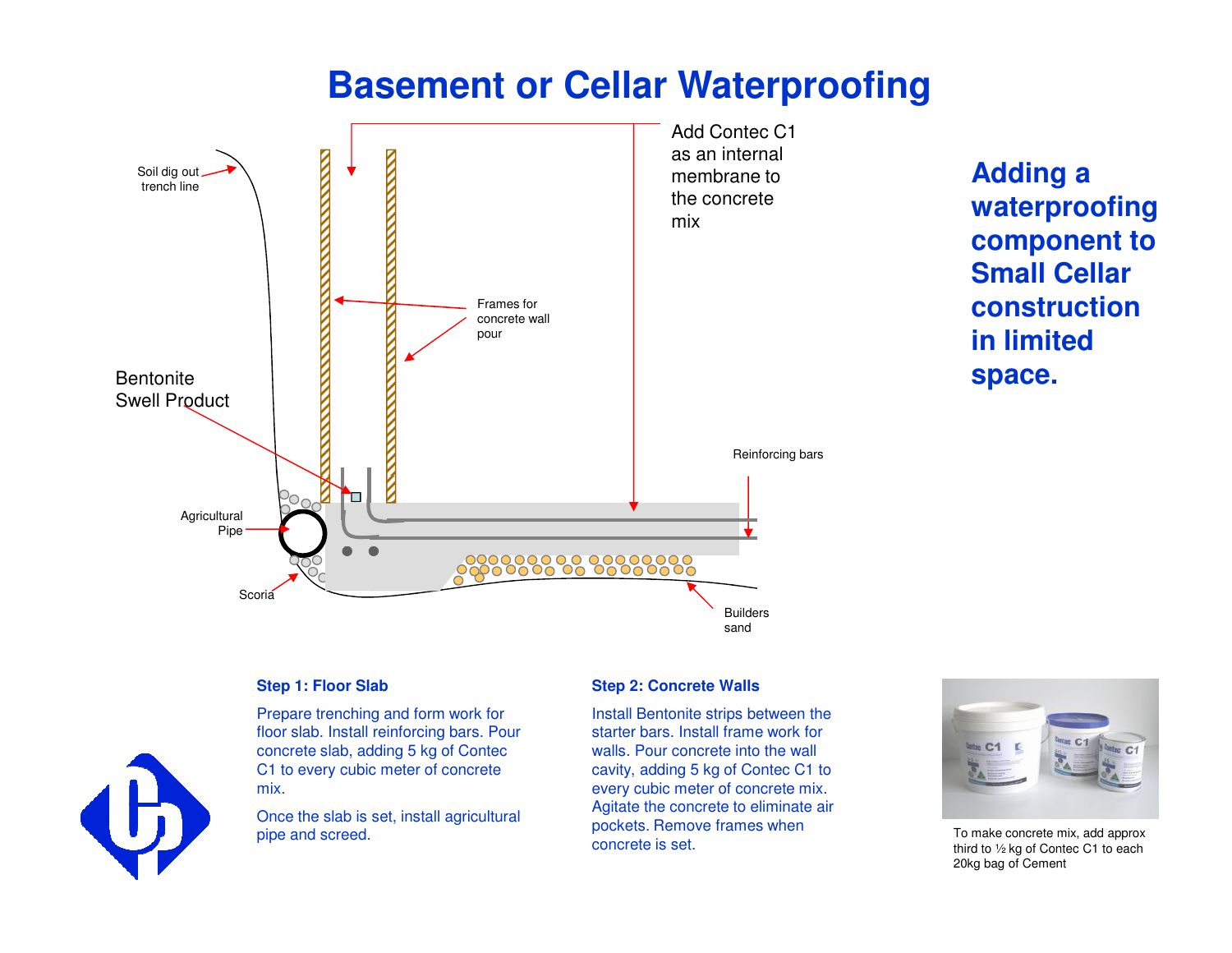# Basement or Cellar Waterproofing

Add Contec C1 as an internal membrane to the concrete mix

Soil dig out trench line

Frames for concrete wall pour

Bentonite Swell Product

Reinforcing bars

Agricultural Pipe

Scoria

Builders sand

## Adding a waterproofing component to Small Cellar construction in limited space.

### Step 1: Floor Slab

Prepare trenching and form work for floor slab. Install reinforcing bars. Pour concrete slab, adding 5 kg of Contec C1 to every cubic meter of concrete mix.

Once the slab is set, install agricultural pipe and screed.

### Step 2: Concrete Walls

Install Bentonite strips between the starter bars. Install frame work for walls. Pour concrete into the wall cavity, adding 5 kg of Contec C1 to every cubic meter of concrete mix. Agitate the concrete to eliminate air pockets. Remove frames when concrete is set.

To make concrete mix, add approx third to ½ kg of Contec C1 to each 20kg bag of Cement